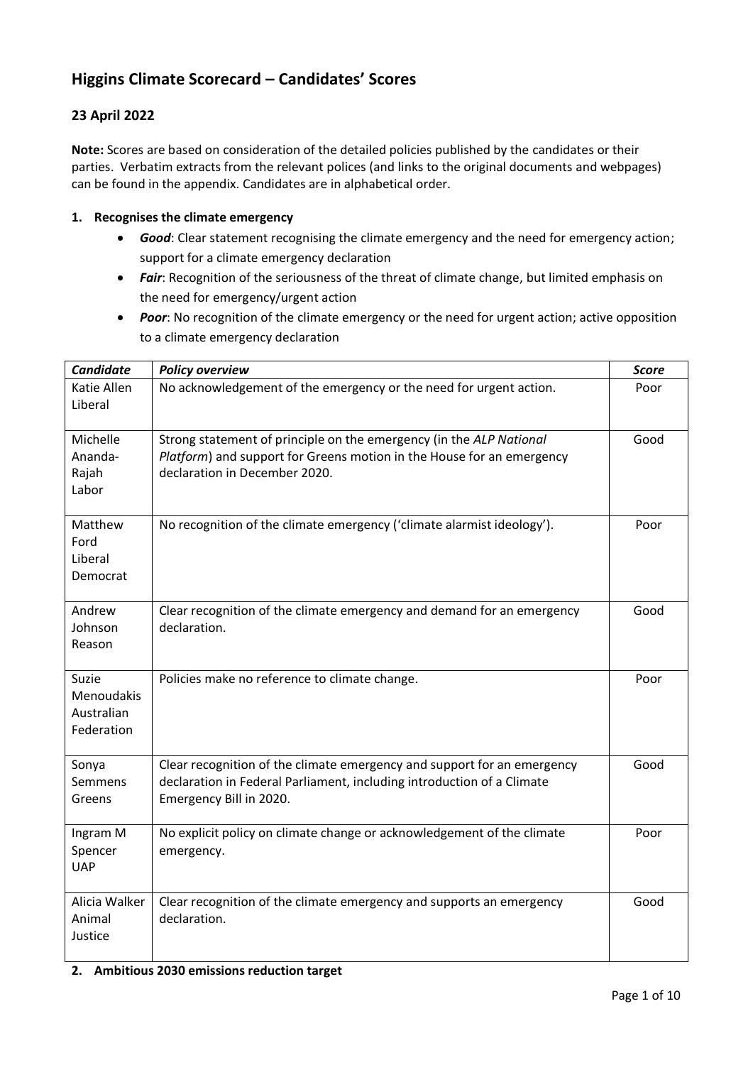# Higgins Climate Scorecard – Candidates' Scores

## 23 April 2022

**Note:** Scores are based on consideration of the detailed policies published by the candidates or their parties. Verbatim extracts from the relevant polices (and links to the original documents and webpages) can be found in the appendix. Candidates are in alphabetical order.

### 1. Recognises the climate emergency

- ***Good***: Clear statement recognising the climate emergency and the need for emergency action; support for a climate emergency declaration
- ***Fair***: Recognition of the seriousness of the threat of climate change, but limited emphasis on the need for emergency/urgent action
- ***Poor***: No recognition of the climate emergency or the need for urgent action; active opposition to a climate emergency declaration

| *Candidate* | *Policy overview* | *Score* |
|---|---|---|
| Katie Allen Liberal | No acknowledgement of the emergency or the need for urgent action. | Poor |
| Michelle Ananda-Rajah Labor | Strong statement of principle on the emergency (in the *ALP National Platform*) and support for Greens motion in the House for an emergency declaration in December 2020. | Good |
| Matthew Ford Liberal Democrat | No recognition of the climate emergency ('climate alarmist ideology'). | Poor |
| Andrew Johnson Reason | Clear recognition of the climate emergency and demand for an emergency declaration. | Good |
| Suzie Menoudakis Australian Federation | Policies make no reference to climate change. | Poor |
| Sonya Semmens Greens | Clear recognition of the climate emergency and support for an emergency declaration in Federal Parliament, including introduction of a Climate Emergency Bill in 2020. | Good |
| Ingram M Spencer UAP | No explicit policy on climate change or acknowledgement of the climate emergency. | Poor |
| Alicia Walker Animal Justice | Clear recognition of the climate emergency and supports an emergency declaration. | Good |

### 2. Ambitious 2030 emissions reduction target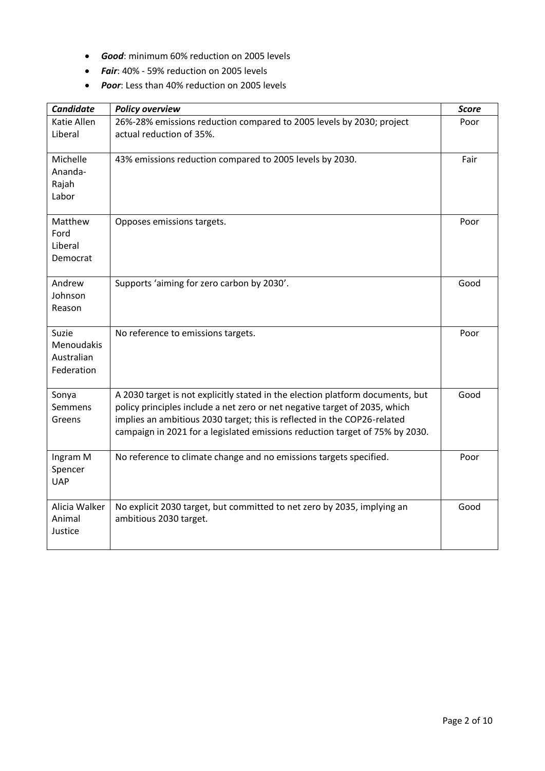- ***Good***: minimum 60% reduction on 2005 levels
- ***Fair***: 40% - 59% reduction on 2005 levels
- ***Poor***: Less than 40% reduction on 2005 levels

| ***Candidate*** | ***Policy overview*** | ***Score*** |
|---|---|---|
| Katie Allen Liberal | 26%-28% emissions reduction compared to 2005 levels by 2030; project actual reduction of 35%. | Poor |
| Michelle Ananda-Rajah Labor | 43% emissions reduction compared to 2005 levels by 2030. | Fair |
| Matthew Ford Liberal Democrat | Opposes emissions targets. | Poor |
| Andrew Johnson Reason | Supports 'aiming for zero carbon by 2030'. | Good |
| Suzie Menoudakis Australian Federation | No reference to emissions targets. | Poor |
| Sonya Semmens Greens | A 2030 target is not explicitly stated in the election platform documents, but policy principles include a net zero or net negative target of 2035, which implies an ambitious 2030 target; this is reflected in the COP26-related campaign in 2021 for a legislated emissions reduction target of 75% by 2030. | Good |
| Ingram M Spencer UAP | No reference to climate change and no emissions targets specified. | Poor |
| Alicia Walker Animal Justice | No explicit 2030 target, but committed to net zero by 2035, implying an ambitious 2030 target. | Good |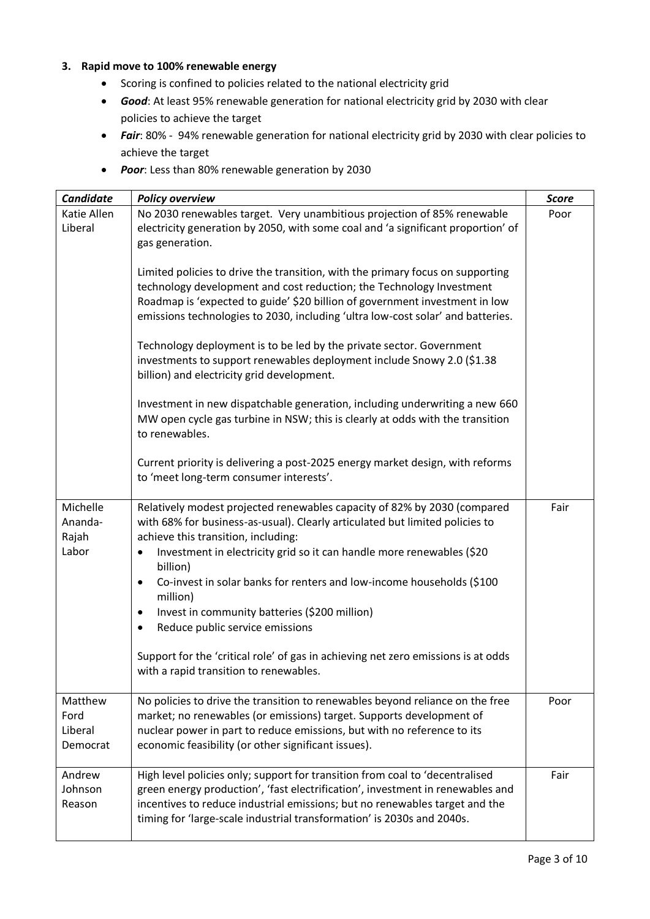### 3. Rapid move to 100% renewable energy

- Scoring is confined to policies related to the national electricity grid
- ***Good***: At least 95% renewable generation for national electricity grid by 2030 with clear policies to achieve the target
- ***Fair***: 80% - 94% renewable generation for national electricity grid by 2030 with clear policies to achieve the target
- ***Poor***: Less than 80% renewable generation by 2030

| ***Candidate*** | ***Policy overview*** | ***Score*** |
|---|---|---|
| Katie Allen Liberal | No 2030 renewables target. Very unambitious projection of 85% renewable electricity generation by 2050, with some coal and 'a significant proportion' of gas generation.<br><br>Limited policies to drive the transition, with the primary focus on supporting technology development and cost reduction; the Technology Investment Roadmap is 'expected to guide' \$20 billion of government investment in low emissions technologies to 2030, including 'ultra low-cost solar' and batteries.<br><br>Technology deployment is to be led by the private sector. Government investments to support renewables deployment include Snowy 2.0 (\$1.38 billion) and electricity grid development.<br><br>Investment in new dispatchable generation, including underwriting a new 660 MW open cycle gas turbine in NSW; this is clearly at odds with the transition to renewables.<br><br>Current priority is delivering a post-2025 energy market design, with reforms to 'meet long-term consumer interests'. | Poor |
| Michelle Ananda-Rajah Labor | Relatively modest projected renewables capacity of 82% by 2030 (compared with 68% for business-as-usual). Clearly articulated but limited policies to achieve this transition, including:<br>• Investment in electricity grid so it can handle more renewables (\$20 billion)<br>• Co-invest in solar banks for renters and low-income households (\$100 million)<br>• Invest in community batteries (\$200 million)<br>• Reduce public service emissions<br><br>Support for the 'critical role' of gas in achieving net zero emissions is at odds with a rapid transition to renewables. | Fair |
| Matthew Ford Liberal Democrat | No policies to drive the transition to renewables beyond reliance on the free market; no renewables (or emissions) target. Supports development of nuclear power in part to reduce emissions, but with no reference to its economic feasibility (or other significant issues). | Poor |
| Andrew Johnson Reason | High level policies only; support for transition from coal to 'decentralised green energy production', 'fast electrification', investment in renewables and incentives to reduce industrial emissions; but no renewables target and the timing for 'large-scale industrial transformation' is 2030s and 2040s. | Fair |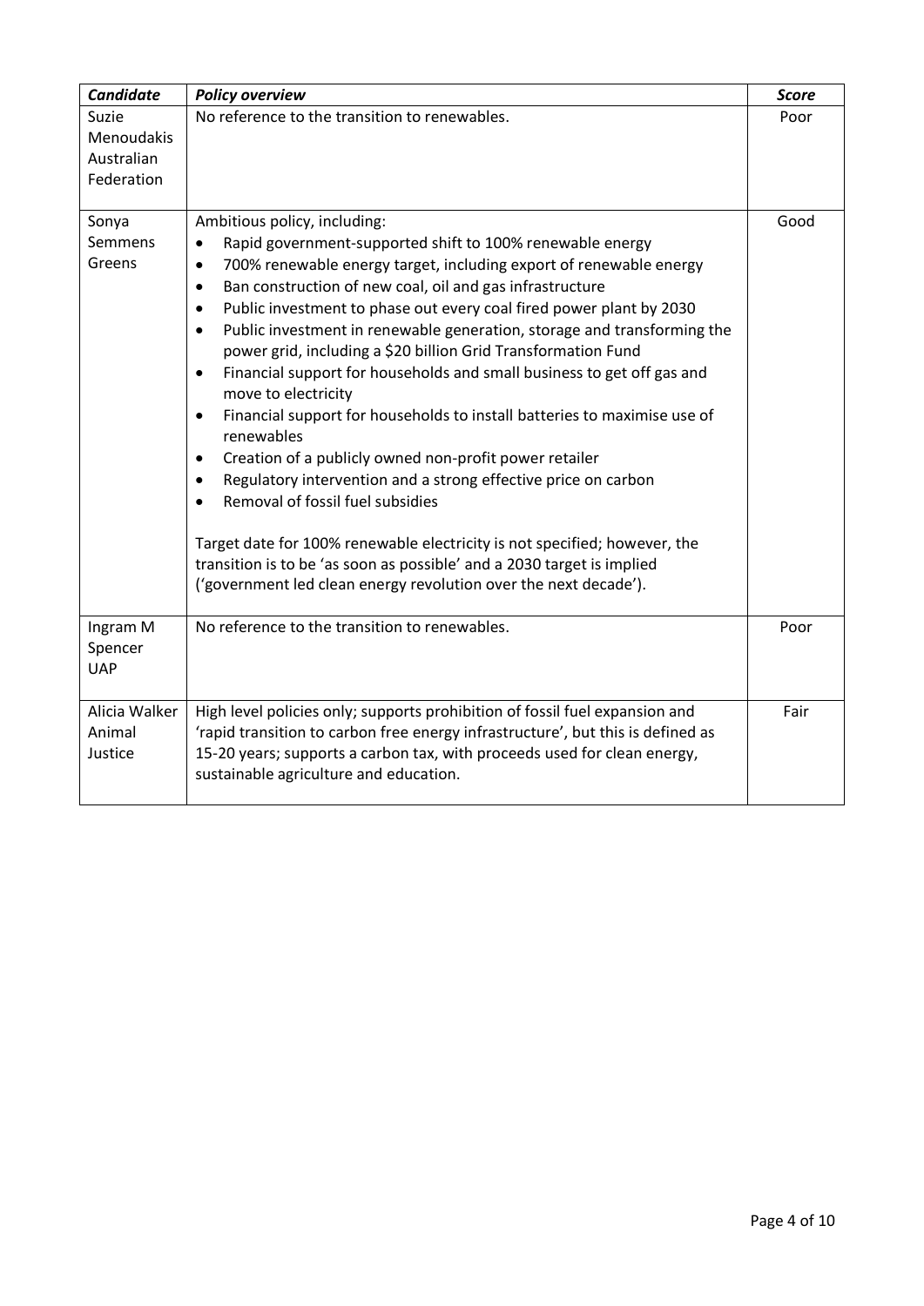| ***Candidate*** | ***Policy overview*** | ***Score*** |
|---|---|---|
| Suzie Menoudakis Australian Federation | No reference to the transition to renewables. | Poor |
| Sonya Semmens Greens | Ambitious policy, including:<br>• Rapid government-supported shift to 100% renewable energy<br>• 700% renewable energy target, including export of renewable energy<br>• Ban construction of new coal, oil and gas infrastructure<br>• Public investment to phase out every coal fired power plant by 2030<br>• Public investment in renewable generation, storage and transforming the power grid, including a $20 billion Grid Transformation Fund<br>• Financial support for households and small business to get off gas and move to electricity<br>• Financial support for households to install batteries to maximise use of renewables<br>• Creation of a publicly owned non-profit power retailer<br>• Regulatory intervention and a strong effective price on carbon<br>• Removal of fossil fuel subsidies<br><br>Target date for 100% renewable electricity is not specified; however, the transition is to be 'as soon as possible' and a 2030 target is implied ('government led clean energy revolution over the next decade'). | Good |
| Ingram M Spencer UAP | No reference to the transition to renewables. | Poor |
| Alicia Walker Animal Justice | High level policies only; supports prohibition of fossil fuel expansion and 'rapid transition to carbon free energy infrastructure', but this is defined as 15-20 years; supports a carbon tax, with proceeds used for clean energy, sustainable agriculture and education. | Fair |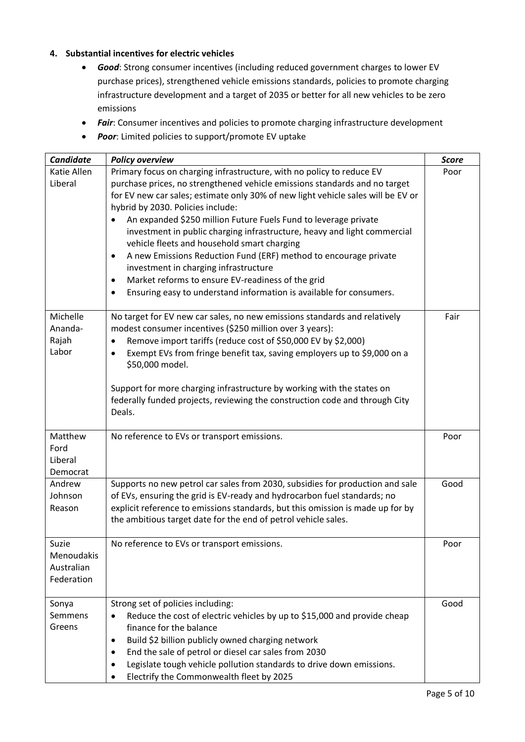### 4. Substantial incentives for electric vehicles

- ***Good***: Strong consumer incentives (including reduced government charges to lower EV purchase prices), strengthened vehicle emissions standards, policies to promote charging infrastructure development and a target of 2035 or better for all new vehicles to be zero emissions
- ***Fair***: Consumer incentives and policies to promote charging infrastructure development
- ***Poor***: Limited policies to support/promote EV uptake

| ***Candidate*** | ***Policy overview*** | ***Score*** |
|---|---|---|
| Katie Allen Liberal | Primary focus on charging infrastructure, with no policy to reduce EV purchase prices, no strengthened vehicle emissions standards and no target for EV new car sales; estimate only 30% of new light vehicle sales will be EV or hybrid by 2030. Policies include: <br>• An expanded $250 million Future Fuels Fund to leverage private investment in public charging infrastructure, heavy and light commercial vehicle fleets and household smart charging <br>• A new Emissions Reduction Fund (ERF) method to encourage private investment in charging infrastructure <br>• Market reforms to ensure EV-readiness of the grid <br>• Ensuring easy to understand information is available for consumers. | Poor |
| Michelle Ananda-Rajah Labor | No target for EV new car sales, no new emissions standards and relatively modest consumer incentives ($250 million over 3 years): <br>• Remove import tariffs (reduce cost of $50,000 EV by $2,000) <br>• Exempt EVs from fringe benefit tax, saving employers up to $9,000 on a $50,000 model. <br><br>Support for more charging infrastructure by working with the states on federally funded projects, reviewing the construction code and through City Deals. | Fair |
| Matthew Ford Liberal Democrat | No reference to EVs or transport emissions. | Poor |
| Andrew Johnson Reason | Supports no new petrol car sales from 2030, subsidies for production and sale of EVs, ensuring the grid is EV-ready and hydrocarbon fuel standards; no explicit reference to emissions standards, but this omission is made up for by the ambitious target date for the end of petrol vehicle sales. | Good |
| Suzie Menoudakis Australian Federation | No reference to EVs or transport emissions. | Poor |
| Sonya Semmens Greens | Strong set of policies including: <br>• Reduce the cost of electric vehicles by up to $15,000 and provide cheap finance for the balance <br>• Build $2 billion publicly owned charging network <br>• End the sale of petrol or diesel car sales from 2030 <br>• Legislate tough vehicle pollution standards to drive down emissions. <br>• Electrify the Commonwealth fleet by 2025 | Good |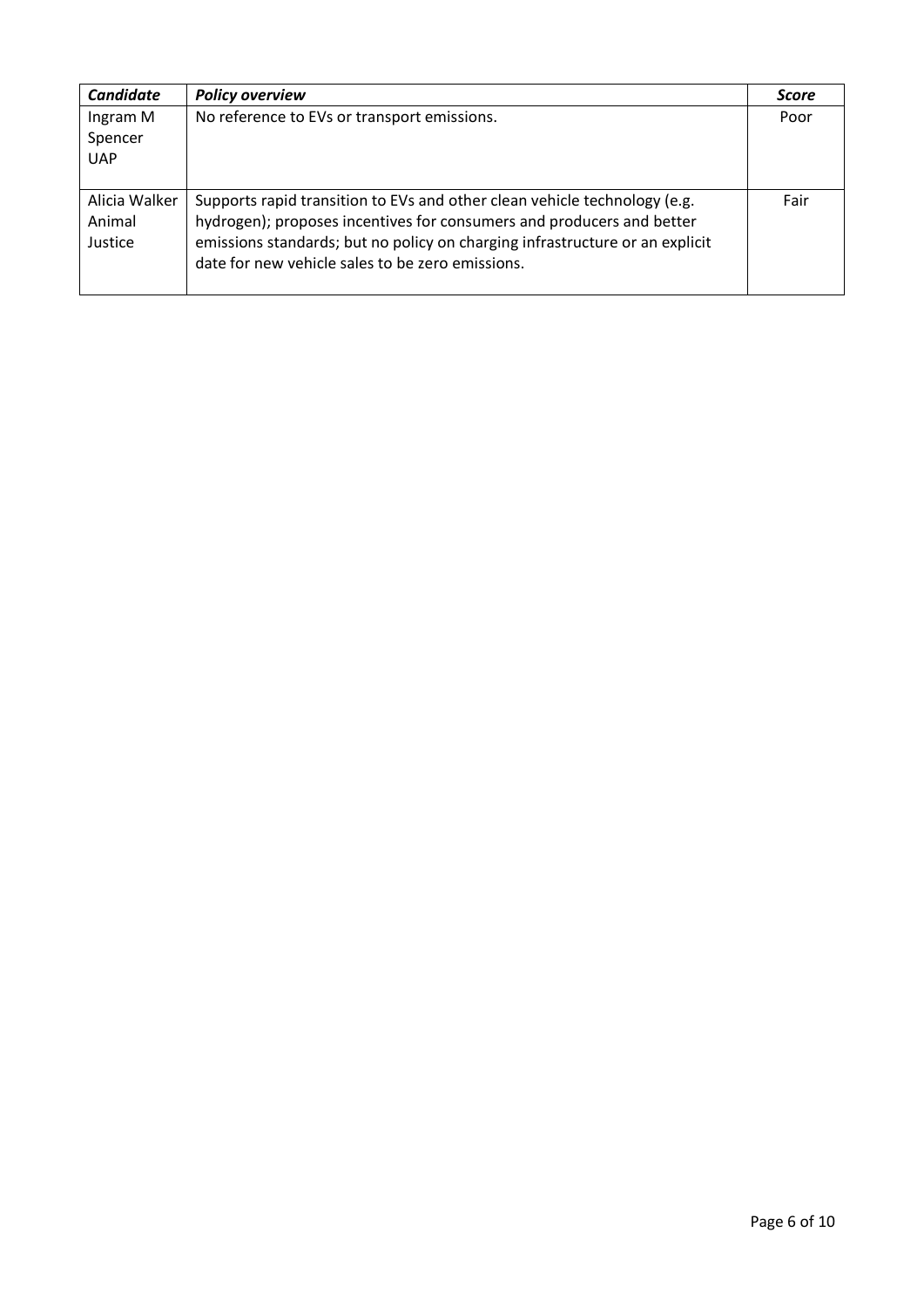| *Candidate* | *Policy overview* | *Score* |
|---|---|---|
| Ingram M Spencer UAP | No reference to EVs or transport emissions. | Poor |
| Alicia Walker Animal Justice | Supports rapid transition to EVs and other clean vehicle technology (e.g. hydrogen); proposes incentives for consumers and producers and better emissions standards; but no policy on charging infrastructure or an explicit date for new vehicle sales to be zero emissions. | Fair |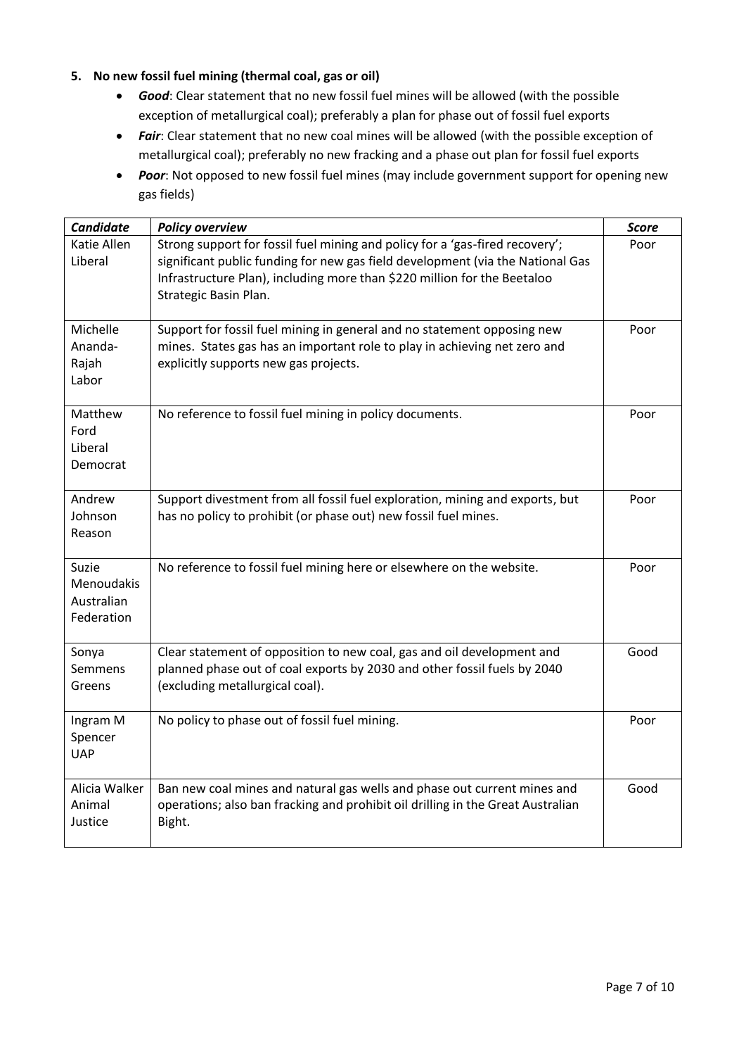5. **No new fossil fuel mining (thermal coal, gas or oil)**
   - ***Good***: Clear statement that no new fossil fuel mines will be allowed (with the possible exception of metallurgical coal); preferably a plan for phase out of fossil fuel exports
   - ***Fair***: Clear statement that no new coal mines will be allowed (with the possible exception of metallurgical coal); preferably no new fracking and a phase out plan for fossil fuel exports
   - ***Poor***: Not opposed to new fossil fuel mines (may include government support for opening new gas fields)

| ***Candidate*** | ***Policy overview*** | ***Score*** |
|---|---|---|
| Katie Allen Liberal | Strong support for fossil fuel mining and policy for a 'gas-fired recovery'; significant public funding for new gas field development (via the National Gas Infrastructure Plan), including more than $220 million for the Beetaloo Strategic Basin Plan. | Poor |
| Michelle Ananda-Rajah Labor | Support for fossil fuel mining in general and no statement opposing new mines. States gas has an important role to play in achieving net zero and explicitly supports new gas projects. | Poor |
| Matthew Ford Liberal Democrat | No reference to fossil fuel mining in policy documents. | Poor |
| Andrew Johnson Reason | Support divestment from all fossil fuel exploration, mining and exports, but has no policy to prohibit (or phase out) new fossil fuel mines. | Poor |
| Suzie Menoudakis Australian Federation | No reference to fossil fuel mining here or elsewhere on the website. | Poor |
| Sonya Semmens Greens | Clear statement of opposition to new coal, gas and oil development and planned phase out of coal exports by 2030 and other fossil fuels by 2040 (excluding metallurgical coal). | Good |
| Ingram M Spencer UAP | No policy to phase out of fossil fuel mining. | Poor |
| Alicia Walker Animal Justice | Ban new coal mines and natural gas wells and phase out current mines and operations; also ban fracking and prohibit oil drilling in the Great Australian Bight. | Good |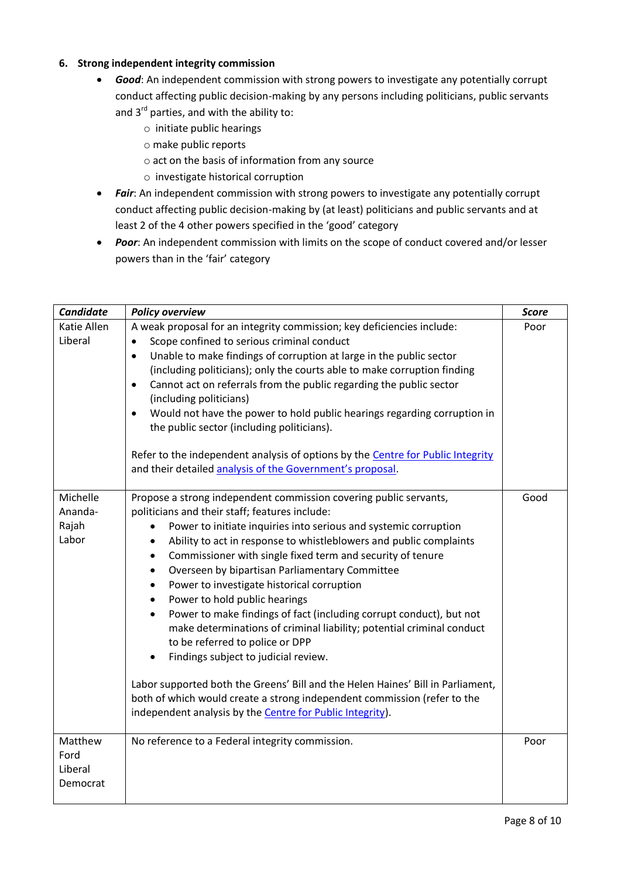### 6. Strong independent integrity commission

- ***Good***: An independent commission with strong powers to investigate any potentially corrupt conduct affecting public decision-making by any persons including politicians, public servants and 3rd parties, and with the ability to:
  - initiate public hearings
  - make public reports
  - act on the basis of information from any source
  - investigate historical corruption
- ***Fair***: An independent commission with strong powers to investigate any potentially corrupt conduct affecting public decision-making by (at least) politicians and public servants and at least 2 of the 4 other powers specified in the 'good' category
- ***Poor***: An independent commission with limits on the scope of conduct covered and/or lesser powers than in the 'fair' category

| ***Candidate*** | ***Policy overview*** | ***Score*** |
|---|---|---|
| Katie Allen<br>Liberal | A weak proposal for an integrity commission; key deficiencies include:<br>• Scope confined to serious criminal conduct<br>• Unable to make findings of corruption at large in the public sector (including politicians); only the courts able to make corruption finding<br>• Cannot act on referrals from the public regarding the public sector (including politicians)<br>• Would not have the power to hold public hearings regarding corruption in the public sector (including politicians).<br><br>Refer to the independent analysis of options by the Centre for Public Integrity and their detailed analysis of the Government's proposal. | Poor |
| Michelle Ananda-Rajah<br>Labor | Propose a strong independent commission covering public servants, politicians and their staff; features include:<br>• Power to initiate inquiries into serious and systemic corruption<br>• Ability to act in response to whistleblowers and public complaints<br>• Commissioner with single fixed term and security of tenure<br>• Overseen by bipartisan Parliamentary Committee<br>• Power to investigate historical corruption<br>• Power to hold public hearings<br>• Power to make findings of fact (including corrupt conduct), but not make determinations of criminal liability; potential criminal conduct to be referred to police or DPP<br>• Findings subject to judicial review.<br><br>Labor supported both the Greens' Bill and the Helen Haines' Bill in Parliament, both of which would create a strong independent commission (refer to the independent analysis by the Centre for Public Integrity). | Good |
| Matthew Ford<br>Liberal Democrat | No reference to a Federal integrity commission. | Poor |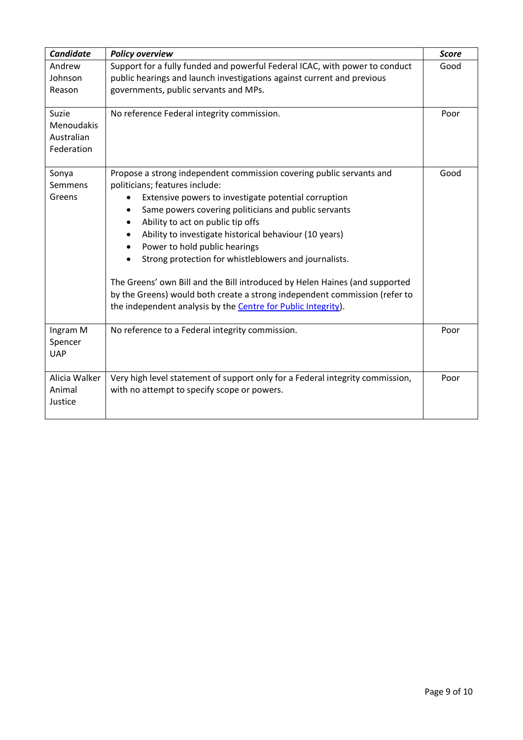| ***Candidate*** | ***Policy overview*** | ***Score*** |
|---|---|---|
| Andrew Johnson Reason | Support for a fully funded and powerful Federal ICAC, with power to conduct public hearings and launch investigations against current and previous governments, public servants and MPs. | Good |
| Suzie Menoudakis Australian Federation | No reference Federal integrity commission. | Poor |
| Sonya Semmens Greens | Propose a strong independent commission covering public servants and politicians; features include:<br>• Extensive powers to investigate potential corruption<br>• Same powers covering politicians and public servants<br>• Ability to act on public tip offs<br>• Ability to investigate historical behaviour (10 years)<br>• Power to hold public hearings<br>• Strong protection for whistleblowers and journalists.<br><br>The Greens' own Bill and the Bill introduced by Helen Haines (and supported by the Greens) would both create a strong independent commission (refer to the independent analysis by the Centre for Public Integrity). | Good |
| Ingram M Spencer UAP | No reference to a Federal integrity commission. | Poor |
| Alicia Walker Animal Justice | Very high level statement of support only for a Federal integrity commission, with no attempt to specify scope or powers. | Poor |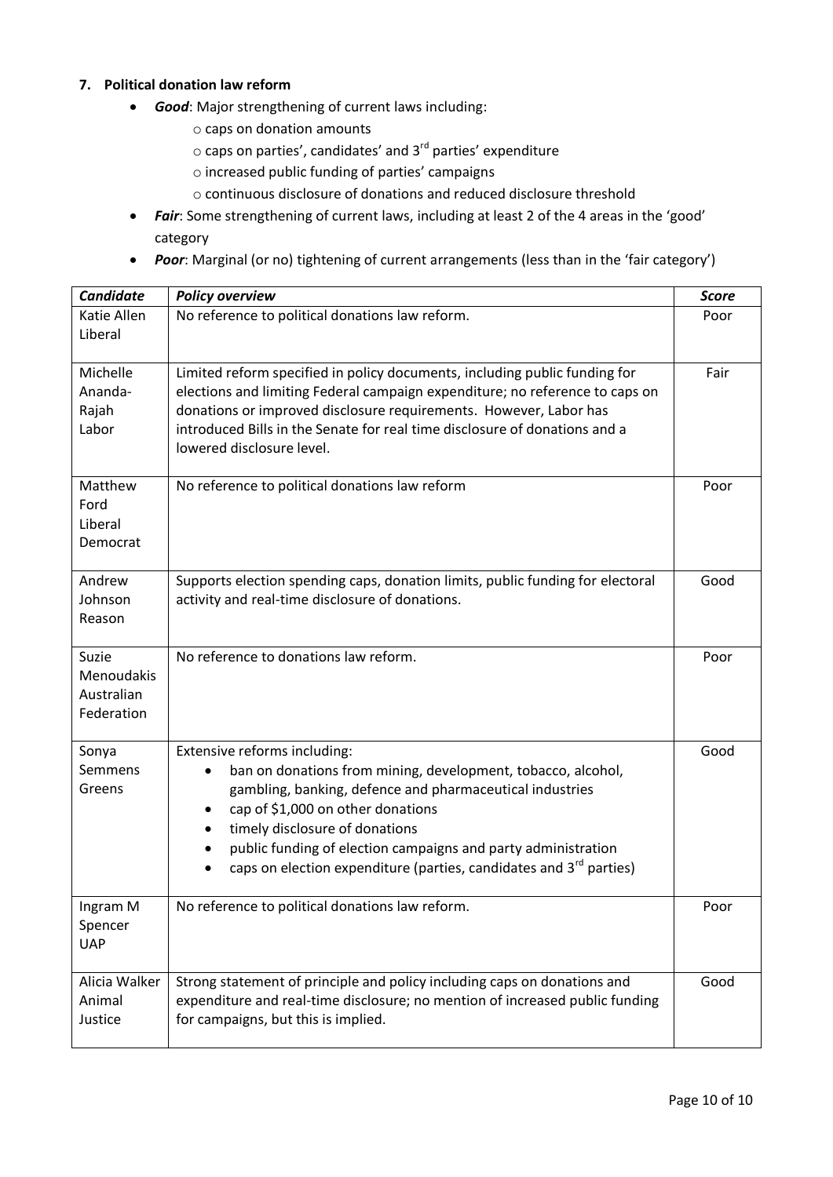## 7. Political donation law reform

- ***Good***: Major strengthening of current laws including:
  - caps on donation amounts
  - caps on parties', candidates' and 3rd parties' expenditure
  - increased public funding of parties' campaigns
  - continuous disclosure of donations and reduced disclosure threshold
- ***Fair***: Some strengthening of current laws, including at least 2 of the 4 areas in the 'good' category
- ***Poor***: Marginal (or no) tightening of current arrangements (less than in the 'fair category')

| ***Candidate*** | ***Policy overview*** | ***Score*** |
|---|---|---|
| Katie Allen Liberal | No reference to political donations law reform. | Poor |
| Michelle Ananda-Rajah Labor | Limited reform specified in policy documents, including public funding for elections and limiting Federal campaign expenditure; no reference to caps on donations or improved disclosure requirements. However, Labor has introduced Bills in the Senate for real time disclosure of donations and a lowered disclosure level. | Fair |
| Matthew Ford Liberal Democrat | No reference to political donations law reform | Poor |
| Andrew Johnson Reason | Supports election spending caps, donation limits, public funding for electoral activity and real-time disclosure of donations. | Good |
| Suzie Menoudakis Australian Federation | No reference to donations law reform. | Poor |
| Sonya Semmens Greens | Extensive reforms including:<br>• ban on donations from mining, development, tobacco, alcohol, gambling, banking, defence and pharmaceutical industries<br>• cap of $1,000 on other donations<br>• timely disclosure of donations<br>• public funding of election campaigns and party administration<br>• caps on election expenditure (parties, candidates and 3rd parties) | Good |
| Ingram M Spencer UAP | No reference to political donations law reform. | Poor |
| Alicia Walker Animal Justice | Strong statement of principle and policy including caps on donations and expenditure and real-time disclosure; no mention of increased public funding for campaigns, but this is implied. | Good |